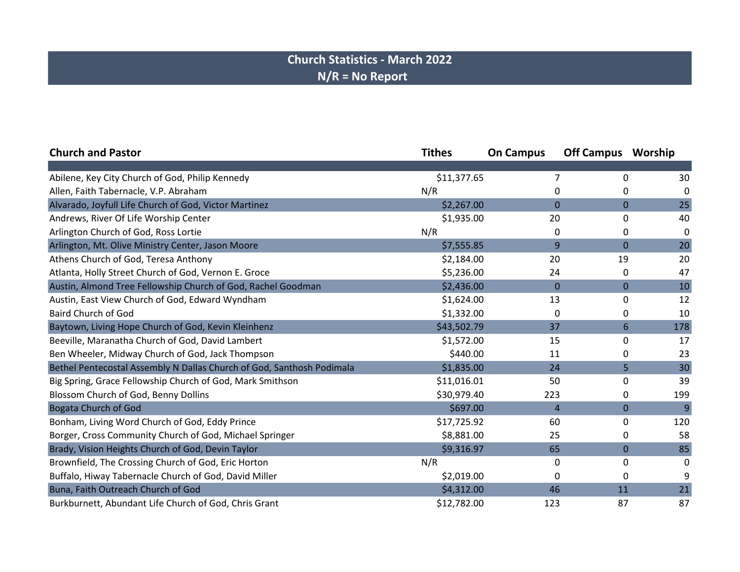# Church Statistics - March 2022

**N/R = No Report**

| Church and Pastor | Tithes | On Campus | Off Campus | Worship |
|---|---|---|---|---|
| Abilene, Key City Church of God, Philip Kennedy | $11,377.65 | 7 | 0 | 30 |
| Allen, Faith Tabernacle, V.P. Abraham | N/R | 0 | 0 | 0 |
| Alvarado, Joyfull Life Church of God, Victor Martinez | $2,267.00 | 0 | 0 | 25 |
| Andrews, River Of Life Worship Center | $1,935.00 | 20 | 0 | 40 |
| Arlington Church of God, Ross Lortie | N/R | 0 | 0 | 0 |
| Arlington, Mt. Olive Ministry Center, Jason Moore | $7,555.85 | 9 | 0 | 20 |
| Athens Church of God, Teresa Anthony | $2,184.00 | 20 | 19 | 20 |
| Atlanta, Holly Street Church of God, Vernon E. Groce | $5,236.00 | 24 | 0 | 47 |
| Austin, Almond Tree Fellowship Church of God, Rachel Goodman | $2,436.00 | 0 | 0 | 10 |
| Austin, East View Church of God, Edward Wyndham | $1,624.00 | 13 | 0 | 12 |
| Baird Church of God | $1,332.00 | 0 | 0 | 10 |
| Baytown, Living Hope Church of God, Kevin Kleinhenz | $43,502.79 | 37 | 6 | 178 |
| Beeville, Maranatha Church of God, David Lambert | $1,572.00 | 15 | 0 | 17 |
| Ben Wheeler, Midway Church of God, Jack Thompson | $440.00 | 11 | 0 | 23 |
| Bethel Pentecostal Assembly N Dallas Church of God, Santhosh Podimala | $1,835.00 | 24 | 5 | 30 |
| Big Spring, Grace Fellowship Church of God, Mark Smithson | $11,016.01 | 50 | 0 | 39 |
| Blossom Church of God, Benny Dollins | $30,979.40 | 223 | 0 | 199 |
| Bogata Church of God | $697.00 | 4 | 0 | 9 |
| Bonham, Living Word Church of God, Eddy Prince | $17,725.92 | 60 | 0 | 120 |
| Borger, Cross Community Church of God, Michael Springer | $8,881.00 | 25 | 0 | 58 |
| Brady, Vision Heights Church of God, Devin Taylor | $9,316.97 | 65 | 0 | 85 |
| Brownfield, The Crossing Church of God, Eric Horton | N/R | 0 | 0 | 0 |
| Buffalo, Hiway Tabernacle Church of God, David Miller | $2,019.00 | 0 | 0 | 9 |
| Buna, Faith Outreach Church of God | $4,312.00 | 46 | 11 | 21 |
| Burkburnett, Abundant Life Church of God, Chris Grant | $12,782.00 | 123 | 87 | 87 |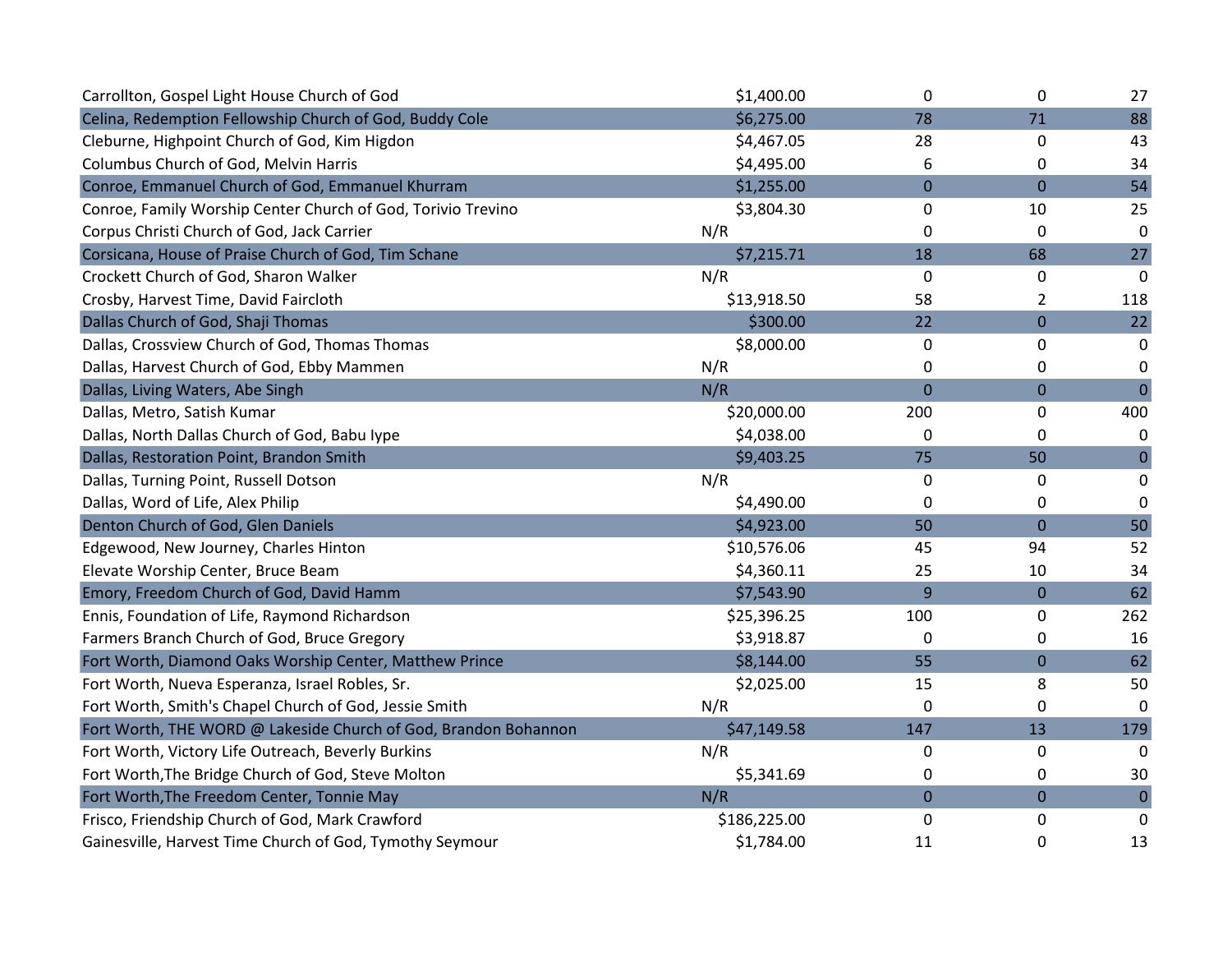| | | | | |
|---|---|---|---|---|
| Carrollton, Gospel Light House Church of God | $1,400.00 | 0 | 0 | 27 |
| Celina, Redemption Fellowship Church of God, Buddy Cole | $6,275.00 | 78 | 71 | 88 |
| Cleburne, Highpoint Church of God, Kim Higdon | $4,467.05 | 28 | 0 | 43 |
| Columbus Church of God, Melvin Harris | $4,495.00 | 6 | 0 | 34 |
| Conroe, Emmanuel Church of God, Emmanuel Khurram | $1,255.00 | 0 | 0 | 54 |
| Conroe, Family Worship Center Church of God, Torivio Trevino | $3,804.30 | 0 | 10 | 25 |
| Corpus Christi Church of God, Jack Carrier | N/R | 0 | 0 | 0 |
| Corsicana, House of Praise Church of God, Tim Schane | $7,215.71 | 18 | 68 | 27 |
| Crockett Church of God, Sharon Walker | N/R | 0 | 0 | 0 |
| Crosby, Harvest Time, David Faircloth | $13,918.50 | 58 | 2 | 118 |
| Dallas Church of God, Shaji Thomas | $300.00 | 22 | 0 | 22 |
| Dallas, Crossview Church of God, Thomas Thomas | $8,000.00 | 0 | 0 | 0 |
| Dallas, Harvest Church of God, Ebby Mammen | N/R | 0 | 0 | 0 |
| Dallas, Living Waters, Abe Singh | N/R | 0 | 0 | 0 |
| Dallas, Metro, Satish Kumar | $20,000.00 | 200 | 0 | 400 |
| Dallas, North Dallas Church of God, Babu Iype | $4,038.00 | 0 | 0 | 0 |
| Dallas, Restoration Point, Brandon Smith | $9,403.25 | 75 | 50 | 0 |
| Dallas, Turning Point, Russell Dotson | N/R | 0 | 0 | 0 |
| Dallas, Word of Life, Alex Philip | $4,490.00 | 0 | 0 | 0 |
| Denton Church of God, Glen Daniels | $4,923.00 | 50 | 0 | 50 |
| Edgewood, New Journey, Charles Hinton | $10,576.06 | 45 | 94 | 52 |
| Elevate Worship Center, Bruce Beam | $4,360.11 | 25 | 10 | 34 |
| Emory, Freedom Church of God, David Hamm | $7,543.90 | 9 | 0 | 62 |
| Ennis, Foundation of Life, Raymond Richardson | $25,396.25 | 100 | 0 | 262 |
| Farmers Branch Church of God, Bruce Gregory | $3,918.87 | 0 | 0 | 16 |
| Fort Worth, Diamond Oaks Worship Center, Matthew Prince | $8,144.00 | 55 | 0 | 62 |
| Fort Worth, Nueva Esperanza, Israel Robles, Sr. | $2,025.00 | 15 | 8 | 50 |
| Fort Worth, Smith's Chapel Church of God, Jessie Smith | N/R | 0 | 0 | 0 |
| Fort Worth, THE WORD @ Lakeside Church of God, Brandon Bohannon | $47,149.58 | 147 | 13 | 179 |
| Fort Worth, Victory Life Outreach, Beverly Burkins | N/R | 0 | 0 | 0 |
| Fort Worth,The Bridge Church of God, Steve Molton | $5,341.69 | 0 | 0 | 30 |
| Fort Worth,The Freedom Center, Tonnie May | N/R | 0 | 0 | 0 |
| Frisco, Friendship Church of God, Mark Crawford | $186,225.00 | 0 | 0 | 0 |
| Gainesville, Harvest Time Church of God, Tymothy Seymour | $1,784.00 | 11 | 0 | 13 |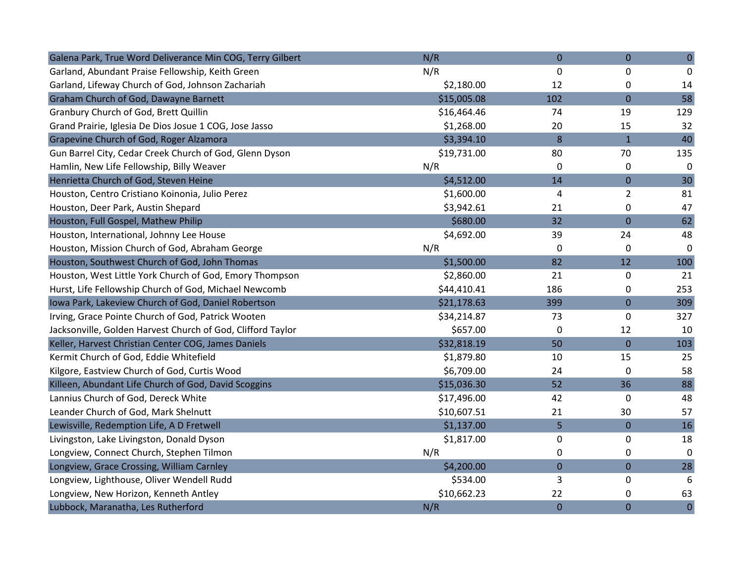| | | | | |
|---|---|---|---|---|
| Galena Park, True Word Deliverance Min COG, Terry Gilbert | N/R | 0 | 0 | 0 |
| Garland, Abundant Praise Fellowship, Keith Green | N/R | 0 | 0 | 0 |
| Garland, Lifeway Church of God, Johnson Zachariah | $2,180.00 | 12 | 0 | 14 |
| Graham Church of God, Dawayne Barnett | $15,005.08 | 102 | 0 | 58 |
| Granbury Church of God, Brett Quillin | $16,464.46 | 74 | 19 | 129 |
| Grand Prairie, Iglesia De Dios Josue 1 COG, Jose Jasso | $1,268.00 | 20 | 15 | 32 |
| Grapevine Church of God, Roger Alzamora | $3,394.10 | 8 | 1 | 40 |
| Gun Barrel City, Cedar Creek Church of God, Glenn Dyson | $19,731.00 | 80 | 70 | 135 |
| Hamlin, New Life Fellowship, Billy Weaver | N/R | 0 | 0 | 0 |
| Henrietta Church of God, Steven Heine | $4,512.00 | 14 | 0 | 30 |
| Houston, Centro Cristiano Koinonia, Julio Perez | $1,600.00 | 4 | 2 | 81 |
| Houston, Deer Park, Austin Shepard | $3,942.61 | 21 | 0 | 47 |
| Houston, Full Gospel, Mathew Philip | $680.00 | 32 | 0 | 62 |
| Houston, International, Johnny Lee House | $4,692.00 | 39 | 24 | 48 |
| Houston, Mission Church of God, Abraham George | N/R | 0 | 0 | 0 |
| Houston, Southwest Church of God, John Thomas | $1,500.00 | 82 | 12 | 100 |
| Houston, West Little York Church of God, Emory Thompson | $2,860.00 | 21 | 0 | 21 |
| Hurst, Life Fellowship Church of God, Michael Newcomb | $44,410.41 | 186 | 0 | 253 |
| Iowa Park, Lakeview Church of God, Daniel Robertson | $21,178.63 | 399 | 0 | 309 |
| Irving, Grace Pointe Church of God, Patrick Wooten | $34,214.87 | 73 | 0 | 327 |
| Jacksonville, Golden Harvest Church of God, Clifford Taylor | $657.00 | 0 | 12 | 10 |
| Keller, Harvest Christian Center COG, James Daniels | $32,818.19 | 50 | 0 | 103 |
| Kermit Church of God, Eddie Whitefield | $1,879.80 | 10 | 15 | 25 |
| Kilgore, Eastview Church of God, Curtis Wood | $6,709.00 | 24 | 0 | 58 |
| Killeen, Abundant Life Church of God, David Scoggins | $15,036.30 | 52 | 36 | 88 |
| Lannius Church of God, Dereck White | $17,496.00 | 42 | 0 | 48 |
| Leander Church of God, Mark Shelnutt | $10,607.51 | 21 | 30 | 57 |
| Lewisville, Redemption Life, A D Fretwell | $1,137.00 | 5 | 0 | 16 |
| Livingston, Lake Livingston, Donald Dyson | $1,817.00 | 0 | 0 | 18 |
| Longview, Connect Church, Stephen Tilmon | N/R | 0 | 0 | 0 |
| Longview, Grace Crossing, William Carnley | $4,200.00 | 0 | 0 | 28 |
| Longview, Lighthouse, Oliver Wendell Rudd | $534.00 | 3 | 0 | 6 |
| Longview, New Horizon, Kenneth Antley | $10,662.23 | 22 | 0 | 63 |
| Lubbock, Maranatha, Les Rutherford | N/R | 0 | 0 | 0 |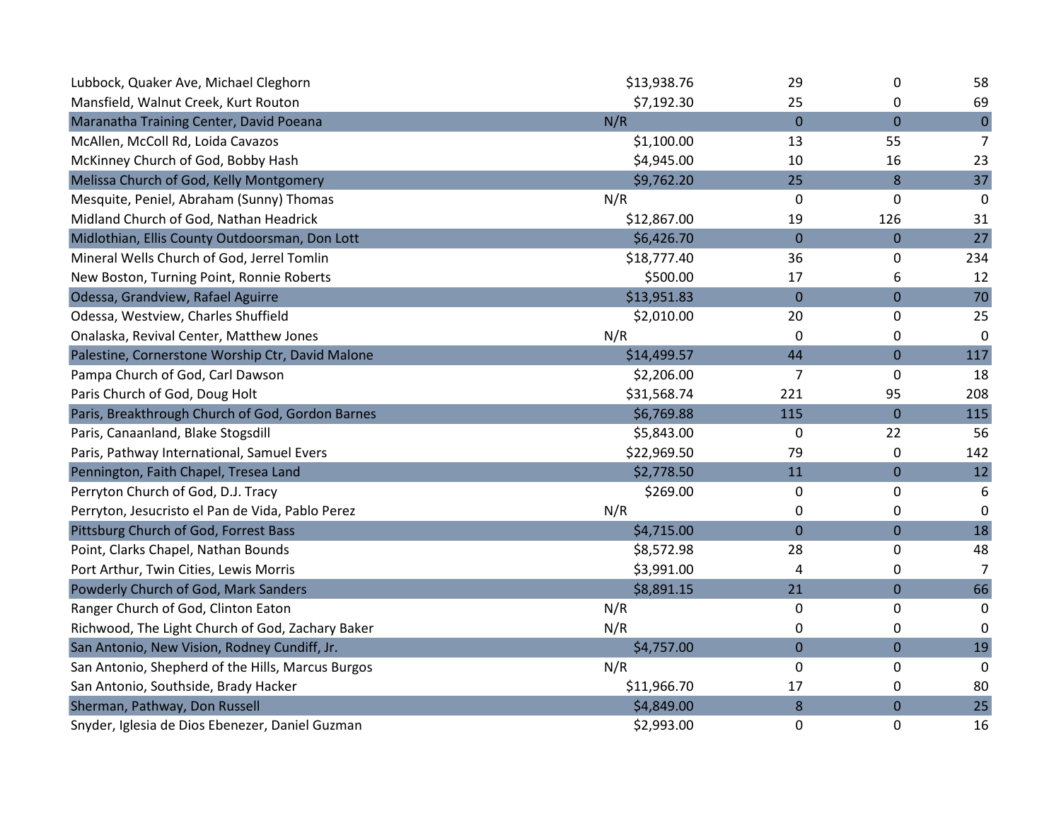| | | | | |
|---|---|---|---|---|
| Lubbock, Quaker Ave, Michael Cleghorn | $13,938.76 | 29 | 0 | 58 |
| Mansfield, Walnut Creek, Kurt Routon | $7,192.30 | 25 | 0 | 69 |
| Maranatha Training Center, David Poeana | N/R | 0 | 0 | 0 |
| McAllen, McColl Rd, Loida Cavazos | $1,100.00 | 13 | 55 | 7 |
| McKinney Church of God, Bobby Hash | $4,945.00 | 10 | 16 | 23 |
| Melissa Church of God, Kelly Montgomery | $9,762.20 | 25 | 8 | 37 |
| Mesquite, Peniel, Abraham (Sunny) Thomas | N/R | 0 | 0 | 0 |
| Midland Church of God, Nathan Headrick | $12,867.00 | 19 | 126 | 31 |
| Midlothian, Ellis County Outdoorsman, Don Lott | $6,426.70 | 0 | 0 | 27 |
| Mineral Wells Church of God, Jerrel Tomlin | $18,777.40 | 36 | 0 | 234 |
| New Boston, Turning Point, Ronnie Roberts | $500.00 | 17 | 6 | 12 |
| Odessa, Grandview, Rafael Aguirre | $13,951.83 | 0 | 0 | 70 |
| Odessa, Westview, Charles Shuffield | $2,010.00 | 20 | 0 | 25 |
| Onalaska, Revival Center, Matthew Jones | N/R | 0 | 0 | 0 |
| Palestine, Cornerstone Worship Ctr, David Malone | $14,499.57 | 44 | 0 | 117 |
| Pampa Church of God, Carl Dawson | $2,206.00 | 7 | 0 | 18 |
| Paris Church of God, Doug Holt | $31,568.74 | 221 | 95 | 208 |
| Paris, Breakthrough Church of God, Gordon Barnes | $6,769.88 | 115 | 0 | 115 |
| Paris, Canaanland, Blake Stogsdill | $5,843.00 | 0 | 22 | 56 |
| Paris, Pathway International, Samuel Evers | $22,969.50 | 79 | 0 | 142 |
| Pennington, Faith Chapel, Tresea Land | $2,778.50 | 11 | 0 | 12 |
| Perryton Church of God, D.J. Tracy | $269.00 | 0 | 0 | 6 |
| Perryton, Jesucristo el Pan de Vida, Pablo Perez | N/R | 0 | 0 | 0 |
| Pittsburg Church of God, Forrest Bass | $4,715.00 | 0 | 0 | 18 |
| Point, Clarks Chapel, Nathan Bounds | $8,572.98 | 28 | 0 | 48 |
| Port Arthur, Twin Cities, Lewis Morris | $3,991.00 | 4 | 0 | 7 |
| Powderly Church of God, Mark Sanders | $8,891.15 | 21 | 0 | 66 |
| Ranger Church of God, Clinton Eaton | N/R | 0 | 0 | 0 |
| Richwood, The Light Church of God, Zachary Baker | N/R | 0 | 0 | 0 |
| San Antonio, New Vision, Rodney Cundiff, Jr. | $4,757.00 | 0 | 0 | 19 |
| San Antonio, Shepherd of the Hills, Marcus Burgos | N/R | 0 | 0 | 0 |
| San Antonio, Southside, Brady Hacker | $11,966.70 | 17 | 0 | 80 |
| Sherman, Pathway, Don Russell | $4,849.00 | 8 | 0 | 25 |
| Snyder, Iglesia de Dios Ebenezer, Daniel Guzman | $2,993.00 | 0 | 0 | 16 |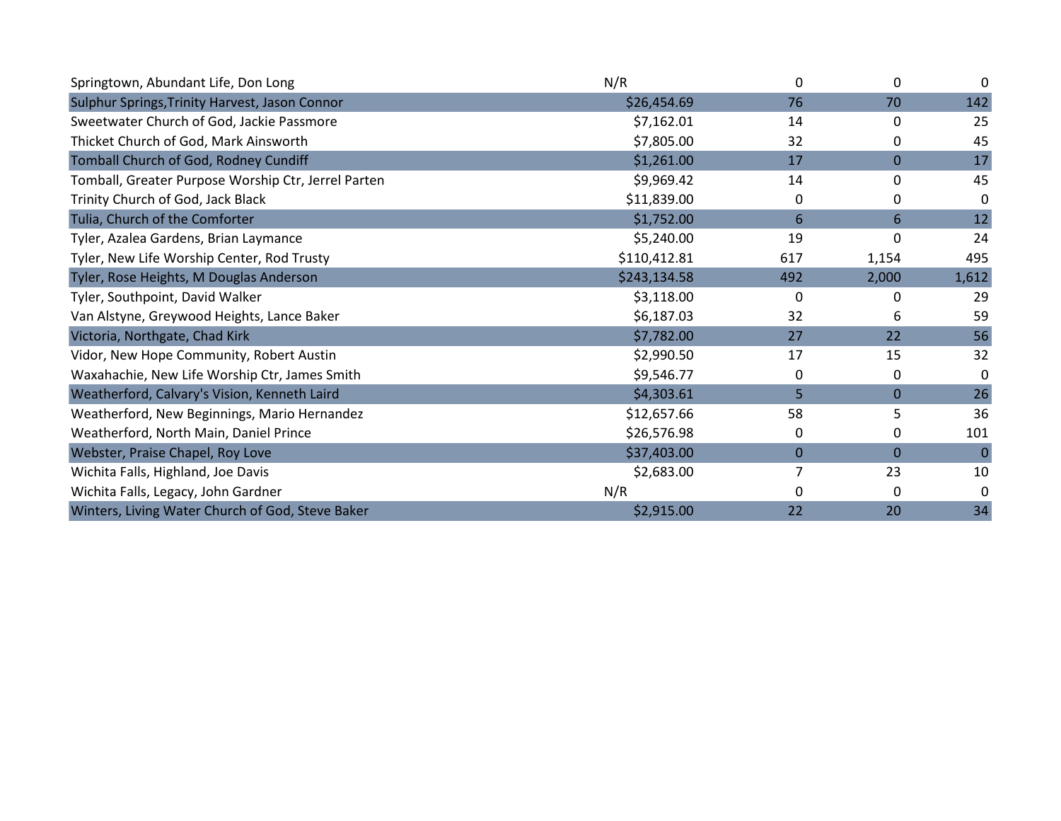| | | | | |
|---|---|---|---|---|
| Springtown, Abundant Life, Don Long | N/R | 0 | 0 | 0 |
| Sulphur Springs,Trinity Harvest, Jason Connor | $26,454.69 | 76 | 70 | 142 |
| Sweetwater Church of God, Jackie Passmore | $7,162.01 | 14 | 0 | 25 |
| Thicket Church of God, Mark Ainsworth | $7,805.00 | 32 | 0 | 45 |
| Tomball Church of God, Rodney Cundiff | $1,261.00 | 17 | 0 | 17 |
| Tomball, Greater Purpose Worship Ctr, Jerrel Parten | $9,969.42 | 14 | 0 | 45 |
| Trinity Church of God, Jack Black | $11,839.00 | 0 | 0 | 0 |
| Tulia, Church of the Comforter | $1,752.00 | 6 | 6 | 12 |
| Tyler, Azalea Gardens, Brian Laymance | $5,240.00 | 19 | 0 | 24 |
| Tyler, New Life Worship Center, Rod Trusty | $110,412.81 | 617 | 1,154 | 495 |
| Tyler, Rose Heights, M Douglas Anderson | $243,134.58 | 492 | 2,000 | 1,612 |
| Tyler, Southpoint, David Walker | $3,118.00 | 0 | 0 | 29 |
| Van Alstyne, Greywood Heights, Lance Baker | $6,187.03 | 32 | 6 | 59 |
| Victoria, Northgate, Chad Kirk | $7,782.00 | 27 | 22 | 56 |
| Vidor, New Hope Community, Robert Austin | $2,990.50 | 17 | 15 | 32 |
| Waxahachie, New Life Worship Ctr, James Smith | $9,546.77 | 0 | 0 | 0 |
| Weatherford, Calvary's Vision, Kenneth Laird | $4,303.61 | 5 | 0 | 26 |
| Weatherford, New Beginnings, Mario Hernandez | $12,657.66 | 58 | 5 | 36 |
| Weatherford, North Main, Daniel Prince | $26,576.98 | 0 | 0 | 101 |
| Webster, Praise Chapel, Roy Love | $37,403.00 | 0 | 0 | 0 |
| Wichita Falls, Highland, Joe Davis | $2,683.00 | 7 | 23 | 10 |
| Wichita Falls, Legacy, John Gardner | N/R | 0 | 0 | 0 |
| Winters, Living Water Church of God, Steve Baker | $2,915.00 | 22 | 20 | 34 |